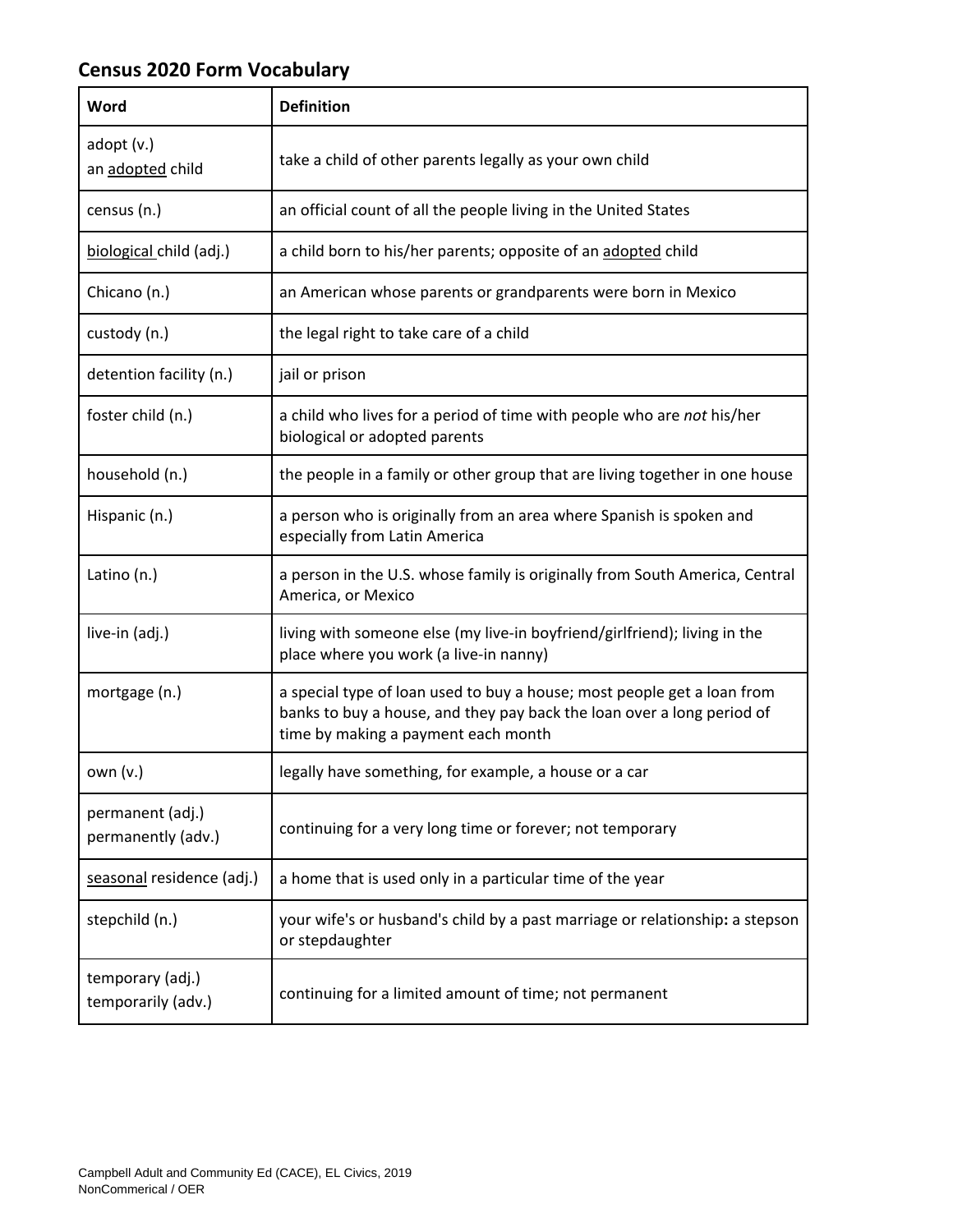## Census 2020 Form Vocabulary

| Word | Definition |
|---|---|
| adopt (v.)<br>an adopted child | take a child of other parents legally as your own child |
| census (n.) | an official count of all the people living in the United States |
| biological child (adj.) | a child born to his/her parents; opposite of an adopted child |
| Chicano (n.) | an American whose parents or grandparents were born in Mexico |
| custody (n.) | the legal right to take care of a child |
| detention facility (n.) | jail or prison |
| foster child (n.) | a child who lives for a period of time with people who are *not* his/her biological or adopted parents |
| household (n.) | the people in a family or other group that are living together in one house |
| Hispanic (n.) | a person who is originally from an area where Spanish is spoken and especially from Latin America |
| Latino (n.) | a person in the U.S. whose family is originally from South America, Central America, or Mexico |
| live-in (adj.) | living with someone else (my live-in boyfriend/girlfriend); living in the place where you work (a live-in nanny) |
| mortgage (n.) | a special type of loan used to buy a house; most people get a loan from banks to buy a house, and they pay back the loan over a long period of time by making a payment each month |
| own (v.) | legally have something, for example, a house or a car |
| permanent (adj.)<br>permanently (adv.) | continuing for a very long time or forever; not temporary |
| seasonal residence (adj.) | a home that is used only in a particular time of the year |
| stepchild (n.) | your wife's or husband's child by a past marriage or relationship**:** a stepson or stepdaughter |
| temporary (adj.)<br>temporarily (adv.) | continuing for a limited amount of time; not permanent |

Campbell Adult and Community Ed (CACE), EL Civics, 2019
NonCommerical / OER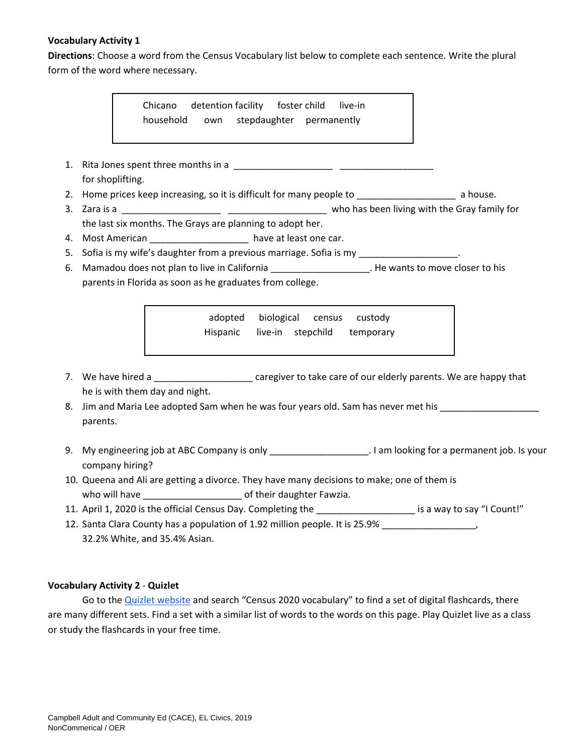**Vocabulary Activity 1**

**Directions**: Choose a word from the Census Vocabulary list below to complete each sentence. Write the plural form of the word where necessary.

| | | | |
|---|---|---|---|
| Chicano | detention facility | foster child | live-in |
| household | own | stepdaughter | permanently |

1. Rita Jones spent three months in a ___________________ ___________________ for shoplifting.
2. Home prices keep increasing, so it is difficult for many people to ___________________ a house.
3. Zara is a ___________________ ___________________ who has been living with the Gray family for the last six months. The Grays are planning to adopt her.
4. Most American ___________________ have at least one car.
5. Sofia is my wife's daughter from a previous marriage. Sofia is my ___________________.
6. Mamadou does not plan to live in California ___________________. He wants to move closer to his parents in Florida as soon as he graduates from college.

| | | | |
|---|---|---|---|
| adopted | biological | census | custody |
| Hispanic | live-in | stepchild | temporary |

7. We have hired a ___________________ caregiver to take care of our elderly parents. We are happy that he is with them day and night.
8. Jim and Maria Lee adopted Sam when he was four years old. Sam has never met his ___________________ parents.
9. My engineering job at ABC Company is only ___________________. I am looking for a permanent job. Is your company hiring?
10. Queena and Ali are getting a divorce. They have many decisions to make; one of them is who will have ___________________ of their daughter Fawzia.
11. April 1, 2020 is the official Census Day. Completing the ___________________ is a way to say "I Count!"
12. Santa Clara County has a population of 1.92 million people. It is 25.9% ___________________, 32.2% White, and 35.4% Asian.

**Vocabulary Activity 2** - **Quizlet**

Go to the Quizlet website and search "Census 2020 vocabulary" to find a set of digital flashcards, there are many different sets. Find a set with a similar list of words to the words on this page. Play Quizlet live as a class or study the flashcards in your free time.

Campbell Adult and Community Ed (CACE), EL Civics, 2019
NonCommerical / OER